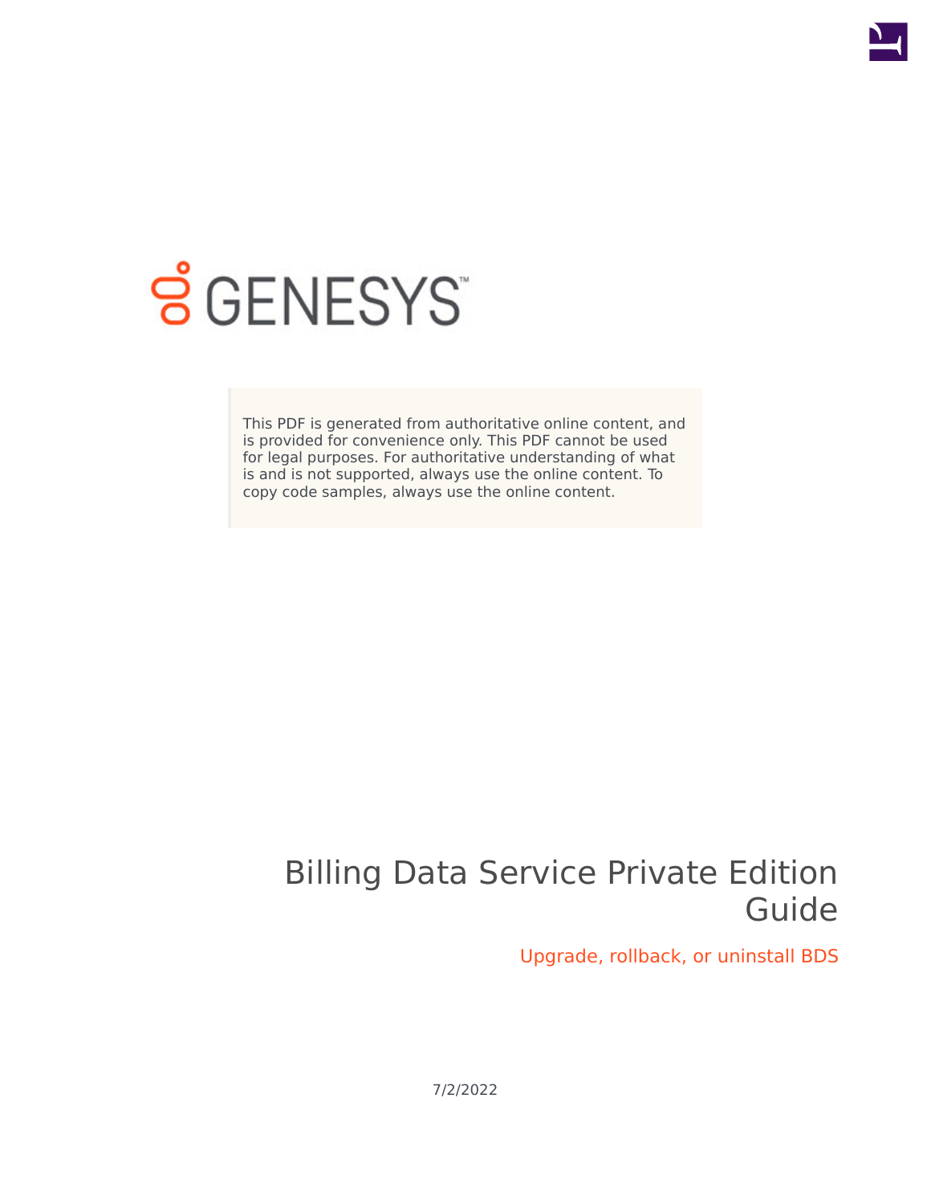GENESYS

This PDF is generated from authoritative online content, and is provided for convenience only. This PDF cannot be used for legal purposes. For authoritative understanding of what is and is not supported, always use the online content. To copy code samples, always use the online content.

# Billing Data Service Private Edition Guide

## Upgrade, rollback, or uninstall BDS

7/2/2022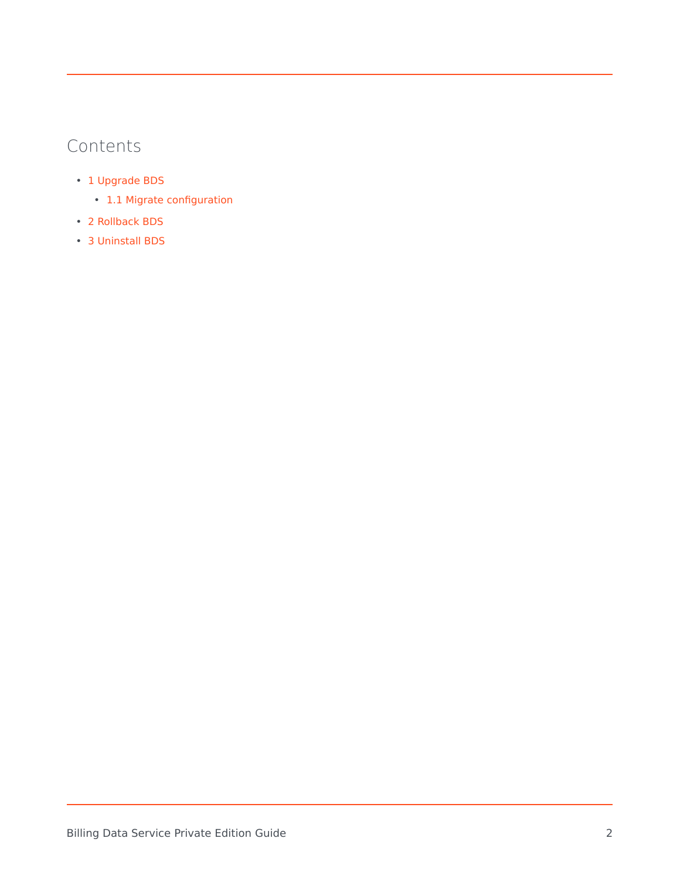## Contents

- 1 Upgrade BDS
    - 1.1 Migrate configuration
- 2 Rollback BDS
- 3 Uninstall BDS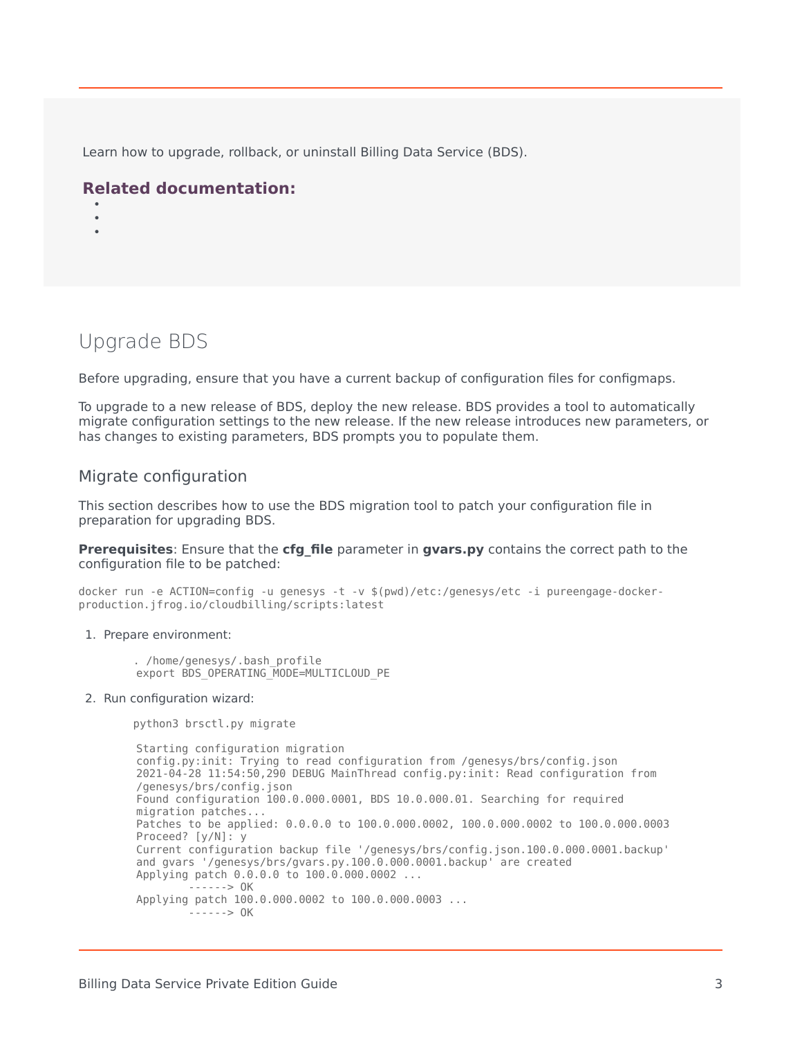Learn how to upgrade, rollback, or uninstall Billing Data Service (BDS).

**Related documentation:**

- 
- 
- 

# Upgrade BDS

Before upgrading, ensure that you have a current backup of configuration files for configmaps.

To upgrade to a new release of BDS, deploy the new release. BDS provides a tool to automatically migrate configuration settings to the new release. If the new release introduces new parameters, or has changes to existing parameters, BDS prompts you to populate them.

## Migrate configuration

This section describes how to use the BDS migration tool to patch your configuration file in preparation for upgrading BDS.

**Prerequisites**: Ensure that the **cfg_file** parameter in **gvars.py** contains the correct path to the configuration file to be patched:

```
docker run -e ACTION=config -u genesys -t -v $(pwd)/etc:/genesys/etc -i pureengage-docker-production.jfrog.io/cloudbilling/scripts:latest
```

1. Prepare environment:

   ```
   . /home/genesys/.bash_profile
   export BDS_OPERATING_MODE=MULTICLOUD_PE
   ```

2. Run configuration wizard:

   ```
   python3 brsctl.py migrate

   Starting configuration migration
   config.py:init: Trying to read configuration from /genesys/brs/config.json
   2021-04-28 11:54:50,290 DEBUG MainThread config.py:init: Read configuration from
   /genesys/brs/config.json
   Found configuration 100.0.000.0001, BDS 10.0.000.01. Searching for required
   migration patches...
   Patches to be applied: 0.0.0.0 to 100.0.000.0002, 100.0.000.0002 to 100.0.000.0003
   Proceed? [y/N]: y
   Current configuration backup file '/genesys/brs/config.json.100.0.000.0001.backup'
   and gvars '/genesys/brs/gvars.py.100.0.000.0001.backup' are created
   Applying patch 0.0.0.0 to 100.0.000.0002 ...
           ------> OK
   Applying patch 100.0.000.0002 to 100.0.000.0003 ...
           ------> OK
   ```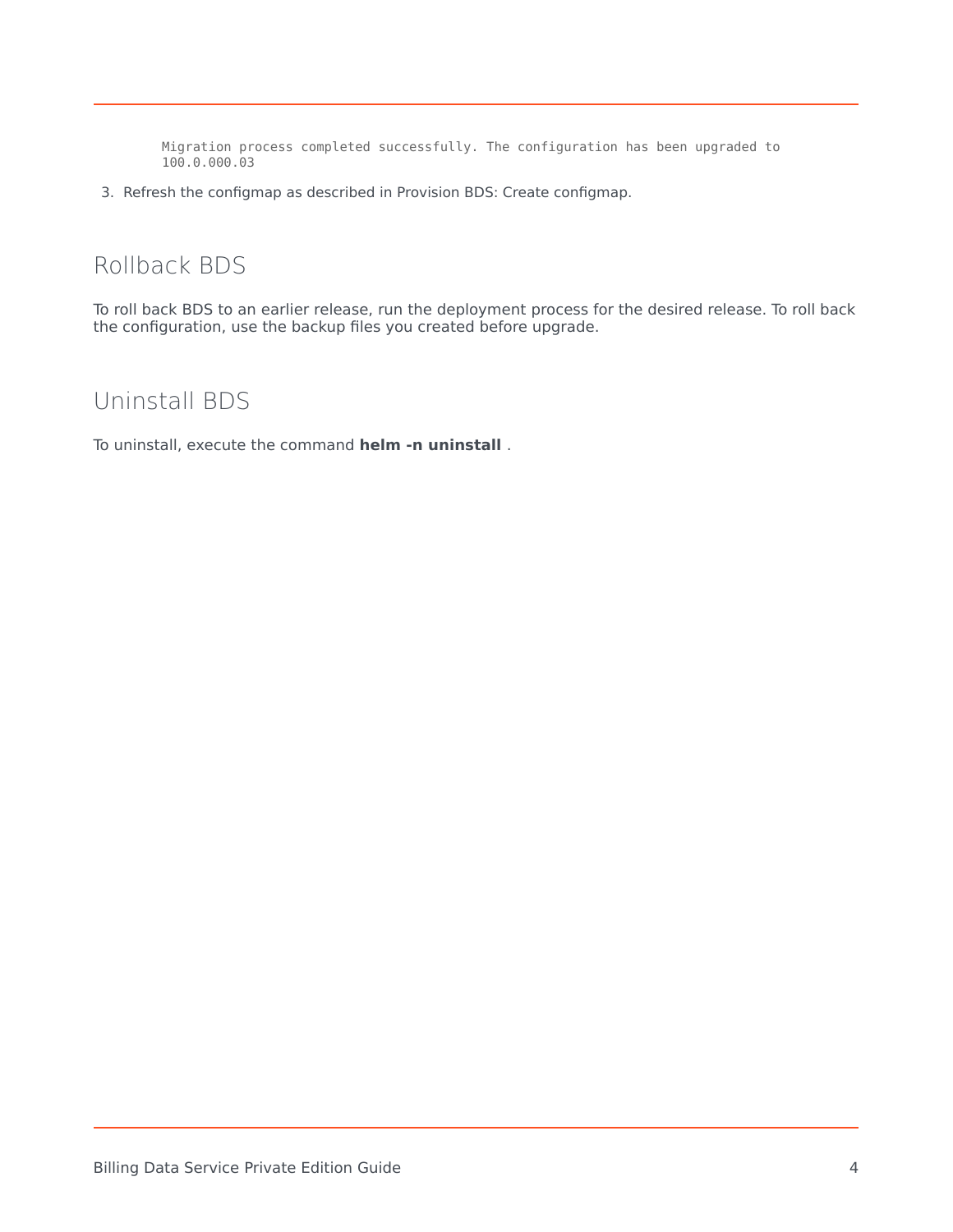```
Migration process completed successfully. The configuration has been upgraded to
100.0.000.03
```

3. Refresh the configmap as described in Provision BDS: Create configmap.

## Rollback BDS

To roll back BDS to an earlier release, run the deployment process for the desired release. To roll back the configuration, use the backup files you created before upgrade.

## Uninstall BDS

To uninstall, execute the command **helm -n uninstall** .